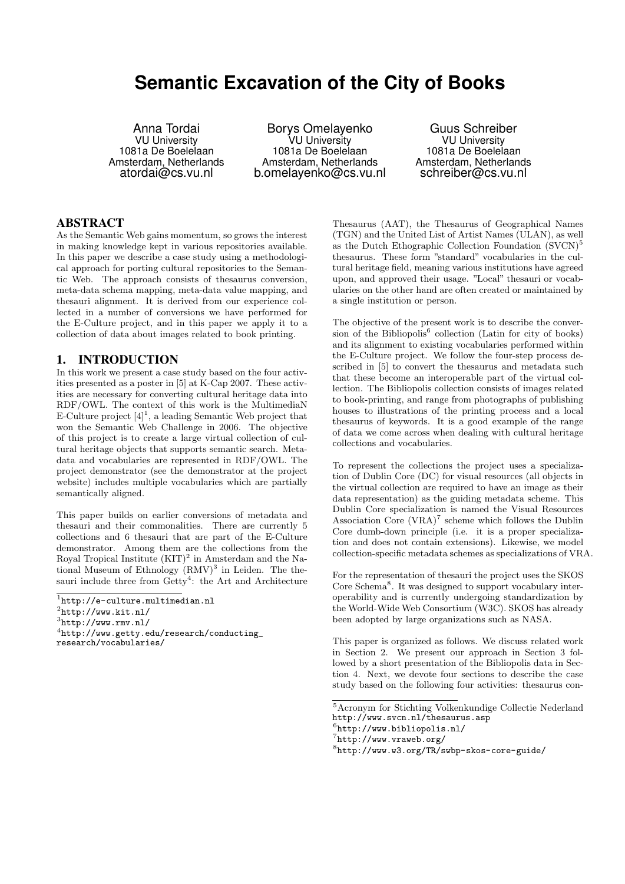# Semantic Excavation of the City of Books

Anna Tordai
VU University
1081a De Boelelaan
Amsterdam, Netherlands
atordai@cs.vu.nl

Borys Omelayenko
VU University
1081a De Boelelaan
Amsterdam, Netherlands
b.omelayenko@cs.vu.nl

Guus Schreiber
VU University
1081a De Boelelaan
Amsterdam, Netherlands
schreiber@cs.vu.nl

## ABSTRACT

As the Semantic Web gains momentum, so grows the interest in making knowledge kept in various repositories available. In this paper we describe a case study using a methodological approach for porting cultural repositories to the Semantic Web. The approach consists of thesaurus conversion, meta-data schema mapping, meta-data value mapping, and thesaurus alignment. It is derived from our experience collected in a number of conversions we have performed for the E-Culture project, and in this paper we apply it to a collection of data about images related to book printing.

## 1. INTRODUCTION

In this work we present a case study based on the four activities presented as a poster in [5] at K-Cap 2007. These activities are necessary for converting cultural heritage data into RDF/OWL. The context of this work is the MultimediaN E-Culture project [4][1], a leading Semantic Web project that won the Semantic Web Challenge in 2006. The objective of this project is to create a large virtual collection of cultural heritage objects that supports semantic search. Metadata and vocabularies are represented in RDF/OWL. The project demonstrator (see the demonstrator at the project website) includes multiple vocabularies which are partially semantically aligned.

This paper builds on earlier conversions of metadata and thesauri and their commonalities. There are currently 5 collections and 6 thesauri that are part of the E-Culture demonstrator. Among them are the collections from the Royal Tropical Institute (KIT)[2] in Amsterdam and the National Museum of Ethnology (RMV)[3] in Leiden. The thesauri include three from Getty[4]: the Art and Architecture Thesaurus (AAT), the Thesaurus of Geographical Names (TGN) and the United List of Artist Names (ULAN), as well as the Dutch Ethographic Collection Foundation (SVCN)[5] thesaurus. These form "standard" vocabularies in the cultural heritage field, meaning various institutions have agreed upon, and approved their usage. "Local" thesauri or vocabularies on the other hand are often created or maintained by a single institution or person.

The objective of the present work is to describe the conversion of the Bibliopolis[6] collection (Latin for city of books) and its alignment to existing vocabularies performed within the E-Culture project. We follow the four-step process described in [5] to convert the thesaurus and metadata such that these become an interoperable part of the virtual collection. The Bibliopolis collection consists of images related to book-printing, and range from photographs of publishing houses to illustrations of the printing process and a local thesaurus of keywords. It is a good example of the range of data we come across when dealing with cultural heritage collections and vocabularies.

To represent the collections the project uses a specialization of Dublin Core (DC) for visual resources (all objects in the virtual collection are required to have an image as their data representation) as the guiding metadata scheme. This Dublin Core specialization is named the Visual Resources Association Core (VRA)[7] scheme which follows the Dublin Core dumb-down principle (i.e. it is a proper specialization and does not contain extensions). Likewise, we model collection-specific metadata schemes as specializations of VRA.

For the representation of thesauri the project uses the SKOS Core Schema[8]. It was designed to support vocabulary interoperability and is currently undergoing standardization by the World-Wide Web Consortium (W3C). SKOS has already been adopted by large organizations such as NASA.

This paper is organized as follows. We discuss related work in Section 2. We present our approach in Section 3 followed by a short presentation of the Bibliopolis data in Section 4. Next, we devote four sections to describe the case study based on the following four activities: thesaurus con-

[1] http://e-culture.multimedian.nl

[2] http://www.kit.nl/

[3] http://www.rmv.nl/

[4] http://www.getty.edu/research/conducting_research/vocabularies/

[5] Acronym for Stichting Volkenkundige Collectie Nederland http://www.svcn.nl/thesaurus.asp

[6] http://www.bibliopolis.nl/

[7] http://www.vraweb.org/

[8] http://www.w3.org/TR/swbp-skos-core-guide/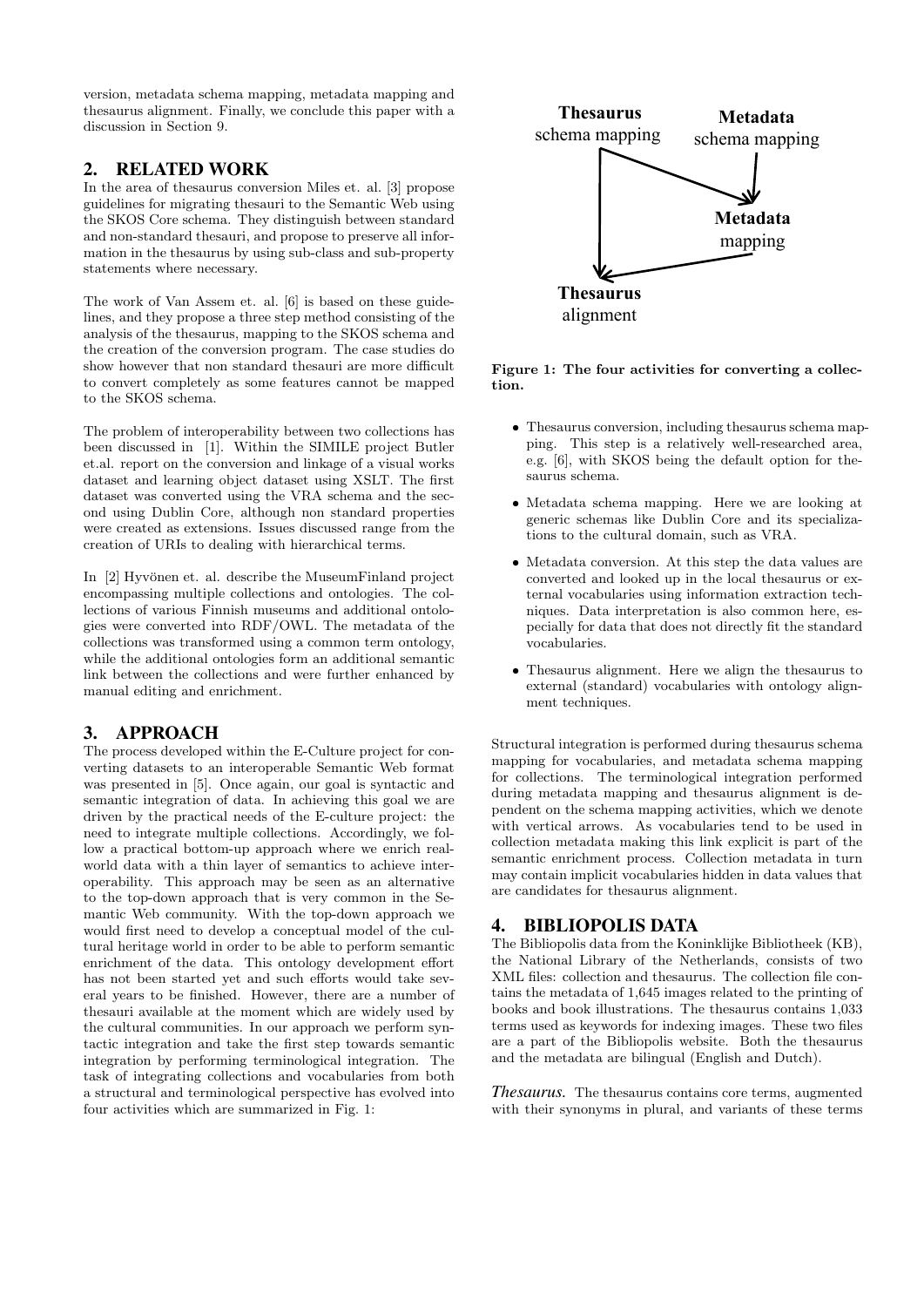version, metadata schema mapping, metadata mapping and thesaurus alignment. Finally, we conclude this paper with a discussion in Section 9.

## 2. RELATED WORK

In the area of thesaurus conversion Miles et. al. [3] propose guidelines for migrating thesauri to the Semantic Web using the SKOS Core schema. They distinguish between standard and non-standard thesauri, and propose to preserve all information in the thesaurus by using sub-class and sub-property statements where necessary.

The work of Van Assem et. al. [6] is based on these guidelines, and they propose a three step method consisting of the analysis of the thesaurus, mapping to the SKOS schema and the creation of the conversion program. The case studies do show however that non standard thesauri are more difficult to convert completely as some features cannot be mapped to the SKOS schema.

The problem of interoperability between two collections has been discussed in [1]. Within the SIMILE project Butler et.al. report on the conversion and linkage of a visual works dataset and learning object dataset using XSLT. The first dataset was converted using the VRA schema and the second using Dublin Core, although non standard properties were created as extensions. Issues discussed range from the creation of URIs to dealing with hierarchical terms.

In [2] Hyvönen et. al. describe the MuseumFinland project encompassing multiple collections and ontologies. The collections of various Finnish museums and additional ontologies were converted into RDF/OWL. The metadata of the collections was transformed using a common term ontology, while the additional ontologies form an additional semantic link between the collections and were further enhanced by manual editing and enrichment.

## 3. APPROACH

The process developed within the E-Culture project for converting datasets to an interoperable Semantic Web format was presented in [5]. Once again, our goal is syntactic and semantic integration of data. In achieving this goal we are driven by the practical needs of the E-culture project: the need to integrate multiple collections. Accordingly, we follow a practical bottom-up approach where we enrich real-world data with a thin layer of semantics to achieve interoperability. This approach may be seen as an alternative to the top-down approach that is very common in the Semantic Web community. With the top-down approach we would first need to develop a conceptual model of the cultural heritage world in order to be able to perform semantic enrichment of the data. This ontology development effort has not been started yet and such efforts would take several years to be finished. However, there are a number of thesauri available at the moment which are widely used by the cultural communities. In our approach we perform syntactic integration and take the first step towards semantic integration by performing terminological integration. The task of integrating collections and vocabularies from both a structural and terminological perspective has evolved into four activities which are summarized in Fig. 1:

**Figure 1: The four activities for converting a collection.**

- Thesaurus conversion, including thesaurus schema mapping. This step is a relatively well-researched area, e.g. [6], with SKOS being the default option for thesaurus schema.
- Metadata schema mapping. Here we are looking at generic schemas like Dublin Core and its specializations to the cultural domain, such as VRA.
- Metadata conversion. At this step the data values are converted and looked up in the local thesaurus or external vocabularies using information extraction techniques. Data interpretation is also common here, especially for data that does not directly fit the standard vocabularies.
- Thesaurus alignment. Here we align the thesaurus to external (standard) vocabularies with ontology alignment techniques.

Structural integration is performed during thesaurus schema mapping for vocabularies, and metadata schema mapping for collections. The terminological integration performed during metadata mapping and thesaurus alignment is dependent on the schema mapping activities, which we denote with vertical arrows. As vocabularies tend to be used in collection metadata making this link explicit is part of the semantic enrichment process. Collection metadata in turn may contain implicit vocabularies hidden in data values that are candidates for thesaurus alignment.

## 4. BIBLIOPOLIS DATA

The Bibliopolis data from the Koninklijke Bibliotheek (KB), the National Library of the Netherlands, consists of two XML files: collection and thesaurus. The collection file contains the metadata of 1,645 images related to the printing of books and book illustrations. The thesaurus contains 1,033 terms used as keywords for indexing images. These two files are a part of the Bibliopolis website. Both the thesaurus and the metadata are bilingual (English and Dutch).

***Thesaurus.*** The thesaurus contains core terms, augmented with their synonyms in plural, and variants of these terms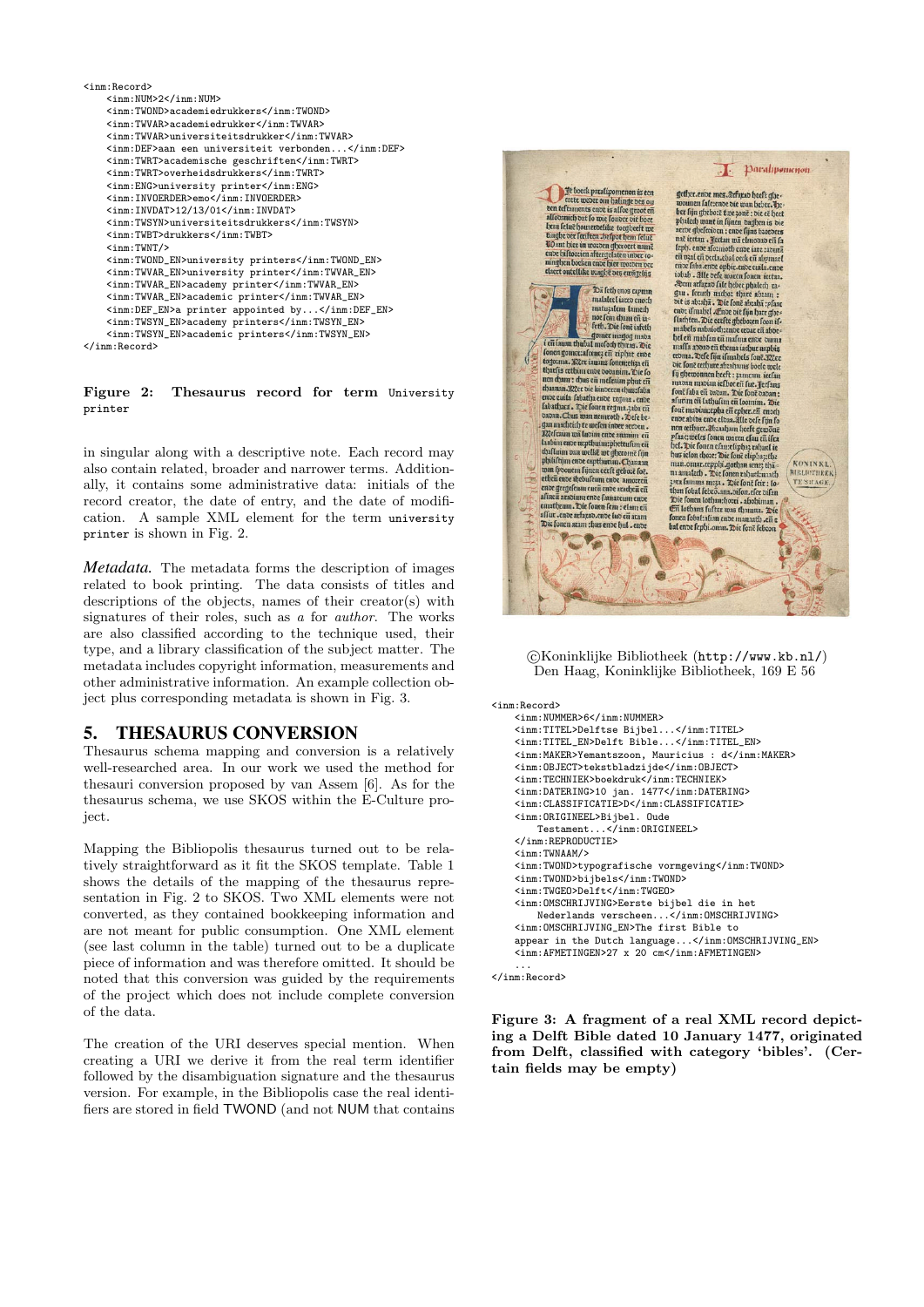```
<inm:Record>
    <inm:NUM>2</inm:NUM>
    <inm:TWOND>academiedrukkers</inm:TWOND>
    <inm:TWVAR>academiedrukker</inm:TWVAR>
    <inm:TWVAR>universiteitsdrukker</inm:TWVAR>
    <inm:DEF>aan een universiteit verbonden...</inm:DEF>
    <inm:TWRT>academische geschriften</inm:TWRT>
    <inm:TWRT>overheidsdrukkers</inm:TWRT>
    <inm:ENG>university printer</inm:ENG>
    <inm:INVOERDER>emo</inm:INVOERDER>
    <inm:INVDAT>12/13/01</inm:INVDAT>
    <inm:TWSYN>universiteitsdrukkers</inm:TWSYN>
    <inm:TWBT>drukkers</inm:TWBT>
    <inm:TWNT/>
    <inm:TWOND_EN>university printers</inm:TWOND_EN>
    <inm:TWVAR_EN>university printer</inm:TWVAR_EN>
    <inm:TWVAR_EN>academy printer</inm:TWVAR_EN>
    <inm:TWVAR_EN>academic printer</inm:TWVAR_EN>
    <inm:DEF_EN>a printer appointed by...</inm:DEF_EN>
    <inm:TWSYN_EN>academy printers</inm:TWSYN_EN>
    <inm:TWSYN_EN>academic printers</inm:TWSYN_EN>
</inm:Record>
```

**Figure 2: Thesaurus record for term `University printer`**

in singular along with a descriptive note. Each record may also contain related, broader and narrower terms. Additionally, it contains some administrative data: initials of the record creator, the date of entry, and the date of modification. A sample XML element for the term `university printer` is shown in Fig. 2.

*Metadata.* The metadata forms the description of images related to book printing. The data consists of titles and descriptions of the objects, names of their creator(s) with signatures of their roles, such as *a* for *author*. The works are also classified according to the technique used, their type, and a library classification of the subject matter. The metadata includes copyright information, measurements and other administrative information. An example collection object plus corresponding metadata is shown in Fig. 3.

## 5. THESAURUS CONVERSION

Thesaurus schema mapping and conversion is a relatively well-researched area. In our work we used the method for thesauri conversion proposed by van Assem [6]. As for the thesaurus schema, we use SKOS within the E-Culture project.

Mapping the Bibliopolis thesaurus turned out to be relatively straightforward as it fit the SKOS template. Table 1 shows the details of the mapping of the thesaurus representation in Fig. 2 to SKOS. Two XML elements were not converted, as they contained bookkeeping information and are not meant for public consumption. One XML element (see last column in the table) turned out to be a duplicate piece of information and was therefore omitted. It should be noted that this conversion was guided by the requirements of the project which does not include complete conversion of the data.

The creation of the URI deserves special mention. When creating a URI we derive it from the real term identifier followed by the disambiguation signature and the thesaurus version. For example, in the Bibliopolis case the real identifiers are stored in field TWOND (and not NUM that contains

©Koninklijke Bibliotheek (http://www.kb.nl/)
Den Haag, Koninklijke Bibliotheek, 169 E 56

```
<inm:Record>
    <inm:NUMMER>6</inm:NUMMER>
    <inm:TITEL>Delftse Bijbel...</inm:TITEL>
    <inm:TITEL_EN>Delft Bible...</inm:TITEL_EN>
    <inm:MAKER>Yemantszoon, Mauricius : d</inm:MAKER>
    <inm:OBJECT>tekstbladzijde</inm:OBJECT>
    <inm:TECHNIEK>boekdruk</inm:TECHNIEK>
    <inm:DATERING>10 jan. 1477</inm:DATERING>
    <inm:CLASSIFICATIE>D</inm:CLASSIFICATIE>
    <inm:ORIGINEEL>Bijbel. Oude
       Testament...</inm:ORIGINEEL>
    </inm:REPRODUCTIE>
    <inm:TWNAAM/>
    <inm:TWOND>typografische vormgeving</inm:TWOND>
    <inm:TWOND>bijbels</inm:TWOND>
    <inm:TWGEO>Delft</inm:TWGEO>
    <inm:OMSCHRIJVING>Eerste bijbel die in het
       Nederlands verscheen...</inm:OMSCHRIJVING>
    <inm:OMSCHRIJVING_EN>The first Bible to
    appear in the Dutch language...</inm:OMSCHRIJVING_EN>
    <inm:AFMETINGEN>27 x 20 cm</inm:AFMETINGEN>
    ...
</inm:Record>
```

**Figure 3: A fragment of a real XML record depicting a Delft Bible dated 10 January 1477, originated from Delft, classified with category 'bibles'. (Certain fields may be empty)**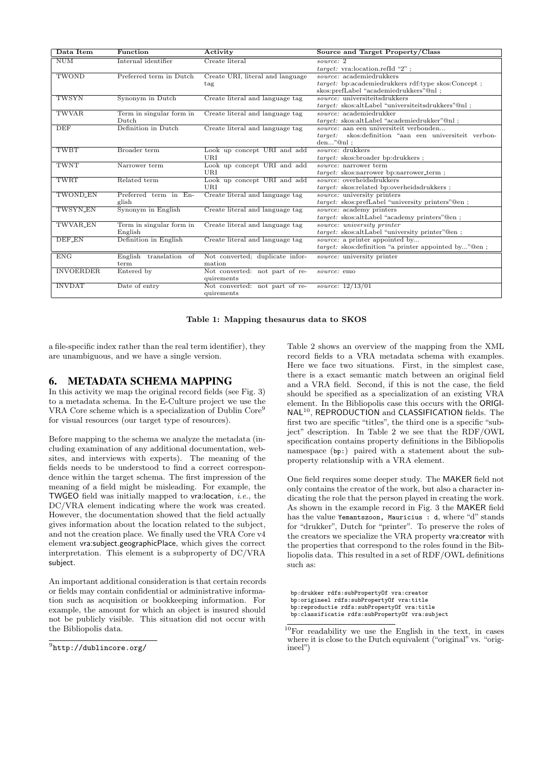| Data Item | Function | Activity | Source and Target Property/Class |
|---|---|---|---|
| NUM | Internal identifier | Create literal | *source:* 2<br>*target:* vra:location.refId "2" ; |
| TWOND | Preferred term in Dutch | Create URI, literal and language tag | *source:* academiedrukkers<br>*target:* bp:academiedrukkers rdf:type skos:Concept ; skos:prefLabel "academiedrukkers"@nl ; |
| TWSYN | Synonym in Dutch | Create literal and language tag | *source:* universiteitsdrukkers<br>*target:* skos:altLabel "universiteitsdrukkers"@nl ; |
| TWVAR | Term in singular form in Dutch | Create literal and language tag | *source:* academiedrukker<br>*target:* skos:altLabel "academiedrukker"@nl ; |
| DEF | Definition in Dutch | Create literal and language tag | *source:* aan een universiteit verbonden...<br>*target:* skos:definition "aan een universiteit verbonden..."@nl ; |
| TWBT | Broader term | Look up concept URI and add URI | *source:* drukkers<br>*target:* skos:broader bp:drukkers ; |
| TWNT | Narrower term | Look up concept URI and add URI | *source:* narrower term<br>*target:* skos:narrower bp:narrower_term ; |
| TWRT | Related term | Look up concept URI and add URI | *source:* overheidsdrukkers<br>*target:* skos:related bp:overheidsdrukkers ; |
| TWOND_EN | Preferred term in English | Create literal and language tag | *source:* university printers<br>*target:* skos:prefLabel "university printers"@en ; |
| TWSYN_EN | Synonym in English | Create literal and language tag | *source:* academy printers<br>*target:* skos:altLabel "academy printers"@en ; |
| TWVAR_EN | Term in singular form in English | Create literal and language tag | *source: university printer*<br>*target:* skos:altLabel "university printer"@en ; |
| DEF_EN | Definition in English | Create literal and language tag | *source:* a printer appointed by...<br>*target:* skos:definition "a printer appointed by..."@en ; |
| ENG | English translation of term | Not converted; duplicate information | *source:* university printer |
| INVOERDER | Entered by | Not converted: not part of requirements | *source:* emo |
| INVDAT | Date of entry | Not converted: not part of requirements | *source:* 12/13/01 |

**Table 1: Mapping thesaurus data to SKOS**

a file-specific index rather than the real term identifier), they are unambiguous, and we have a single version.

## 6. METADATA SCHEMA MAPPING

In this activity we map the original record fields (see Fig. 3) to a metadata schema. In the E-Culture project we use the VRA Core scheme which is a specialization of Dublin Core[9] for visual resources (our target type of resources).

Before mapping to the schema we analyze the metadata (including examination of any additional documentation, websites, and interviews with experts). The meaning of the fields needs to be understood to find a correct correspondence within the target schema. The first impression of the meaning of a field might be misleading. For example, the TWGEO field was initially mapped to vra:location, *i.e.*, the DC/VRA element indicating where the work was created. However, the documentation showed that the field actually gives information about the location related to the subject, and not the creation place. We finally used the VRA Core v4 element vra:subject.geographicPlace, which gives the correct interpretation. This element is a subproperty of DC/VRA subject.

An important additional consideration is that certain records or fields may contain confidential or administrative information such as acquisition or bookkeeping information. For example, the amount for which an object is insured should not be publicly visible. This situation did not occur with the Bibliopolis data.

[9]http://dublincore.org/

Table 2 shows an overview of the mapping from the XML record fields to a VRA metadata schema with examples. Here we face two situations. First, in the simplest case, there is a exact semantic match between an original field and a VRA field. Second, if this is not the case, the field should be specified as a specialization of an existing VRA element. In the Bibliopolis case this occurs with the ORIGINAL[10], REPRODUCTION and CLASSIFICATION fields. The first two are specific "titles", the third one is a specific "subject" description. In Table 2 we see that the RDF/OWL specification contains property definitions in the Bibliopolis namespace (bp:) paired with a statement about the subproperty relationship with a VRA element.

One field requires some deeper study. The MAKER field not only contains the creator of the work, but also a character indicating the role that the person played in creating the work. As shown in the example record in Fig. 3 the MAKER field has the value `Yemantszoon, Mauricius : d`, where "d" stands for "drukker", Dutch for "printer". To preserve the roles of the creators we specialize the VRA property vra:creator with the properties that correspond to the roles found in the Bibliopolis data. This resulted in a set of RDF/OWL definitions such as:

```
bp:drukker rdfs:subPropertyOf vra:creator
bp:origineel rdfs:subPropertyOf vra:title
bp:reproductie rdfs:subPropertyOf vra:title
bp:classificatie rdfs:subPropertyOf vra:subject
```

[10]For readability we use the English in the text, in cases where it is close to the Dutch equivalent ("original" vs. "origineel")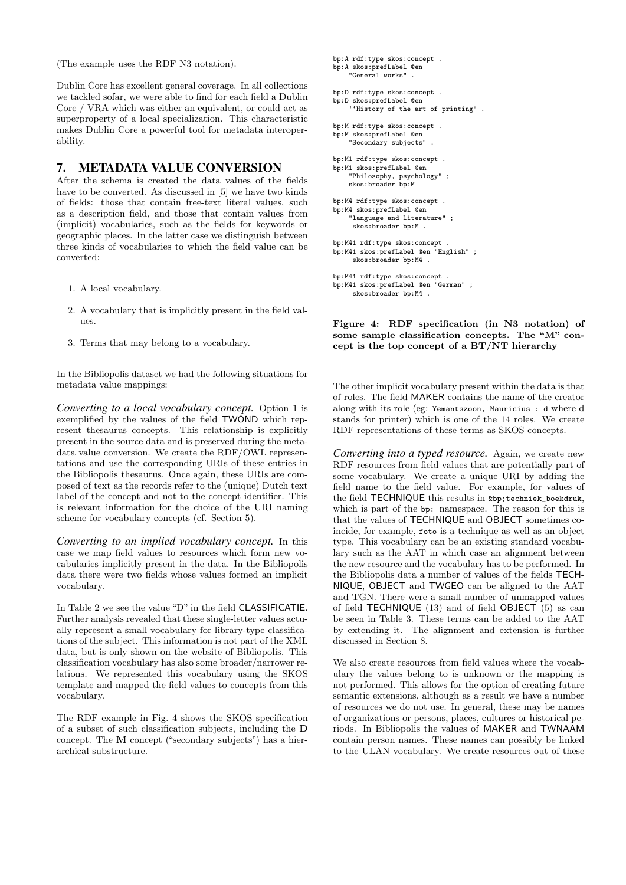(The example uses the RDF N3 notation).

Dublin Core has excellent general coverage. In all collections we tackled sofar, we were able to find for each field a Dublin Core / VRA which was either an equivalent, or could act as superproperty of a local specialization. This characteristic makes Dublin Core a powerful tool for metadata interoperability.

## 7. METADATA VALUE CONVERSION

After the schema is created the data values of the fields have to be converted. As discussed in [5] we have two kinds of fields: those that contain free-text literal values, such as a description field, and those that contain values from (implicit) vocabularies, such as the fields for keywords or geographic places. In the latter case we distinguish between three kinds of vocabularies to which the field value can be converted:

1. A local vocabulary.
2. A vocabulary that is implicitly present in the field values.
3. Terms that may belong to a vocabulary.

In the Bibliopolis dataset we had the following situations for metadata value mappings:

***Converting to a local vocabulary concept.*** Option 1 is exemplified by the values of the field TWOND which represent thesaurus concepts. This relationship is explicitly present in the source data and is preserved during the metadata value conversion. We create the RDF/OWL representations and use the corresponding URIs of these entries in the Bibliopolis thesaurus. Once again, these URIs are composed of text as the records refer to the (unique) Dutch text label of the concept and not to the concept identifier. This is relevant information for the choice of the URI naming scheme for vocabulary concepts (cf. Section 5).

***Converting to an implied vocabulary concept.*** In this case we map field values to resources which form new vocabularies implicitly present in the data. In the Bibliopolis data there were two fields whose values formed an implicit vocabulary.

In Table 2 we see the value "D" in the field CLASSIFICATIE. Further analysis revealed that these single-letter values actually represent a small vocabulary for library-type classifications of the subject. This information is not part of the XML data, but is only shown on the website of Bibliopolis. This classification vocabulary has also some broader/narrower relations. We represented this vocabulary using the SKOS template and mapped the field values to concepts from this vocabulary.

The RDF example in Fig. 4 shows the SKOS specification of a subset of such classification subjects, including the **D** concept. The **M** concept ("secondary subjects") has a hierarchical substructure.

```
bp:A rdf:type skos:concept .
bp:A skos:prefLabel @en
    "General works" .

bp:D rdf:type skos:concept .
bp:D skos:prefLabel @en
    ''History of the art of printing" .

bp:M rdf:type skos:concept .
bp:M skos:prefLabel @en
    "Secondary subjects" .

bp:M1 rdf:type skos:concept .
bp:M1 skos:prefLabel @en
    "Philosophy, psychology" ;
    skos:broader bp:M

bp:M4 rdf:type skos:concept .
bp:M4 skos:prefLabel @en
    "language and literature" ;
     skos:broader bp:M .

bp:M41 rdf:type skos:concept .
bp:M41 skos:prefLabel @en "English" ;
     skos:broader bp:M4 .

bp:M41 rdf:type skos:concept .
bp:M41 skos:prefLabel @en "German" ;
     skos:broader bp:M4 .
```

**Figure 4: RDF specification (in N3 notation) of some sample classification concepts. The "M" concept is the top concept of a BT/NT hierarchy**

The other implicit vocabulary present within the data is that of roles. The field MAKER contains the name of the creator along with its role (eg: `Yemantszoon, Mauricius : d` where d stands for printer) which is one of the 14 roles. We create RDF representations of these terms as SKOS concepts.

***Converting into a typed resource.*** Again, we create new RDF resources from field values that are potentially part of some vocabulary. We create a unique URI by adding the field name to the field value. For example, for values of the field TECHNIQUE this results in `&bp;techniek_boekdruk`, which is part of the `bp:` namespace. The reason for this is that the values of TECHNIQUE and OBJECT sometimes coincide, for example, `foto` is a technique as well as an object type. This vocabulary can be an existing standard vocabulary such as the AAT in which case an alignment between the new resource and the vocabulary has to be performed. In the Bibliopolis data a number of values of the fields TECHNIQUE, OBJECT and TWGEO can be aligned to the AAT and TGN. There were a small number of unmapped values of field TECHNIQUE (13) and of field OBJECT (5) as can be seen in Table 3. These terms can be added to the AAT by extending it. The alignment and extension is further discussed in Section 8.

We also create resources from field values where the vocabulary the values belong to is unknown or the mapping is not performed. This allows for the option of creating future semantic extensions, although as a result we have a number of resources we do not use. In general, these may be names of organizations or persons, places, cultures or historical periods. In Bibliopolis the values of MAKER and TWNAAM contain person names. These names can possibly be linked to the ULAN vocabulary. We create resources out of these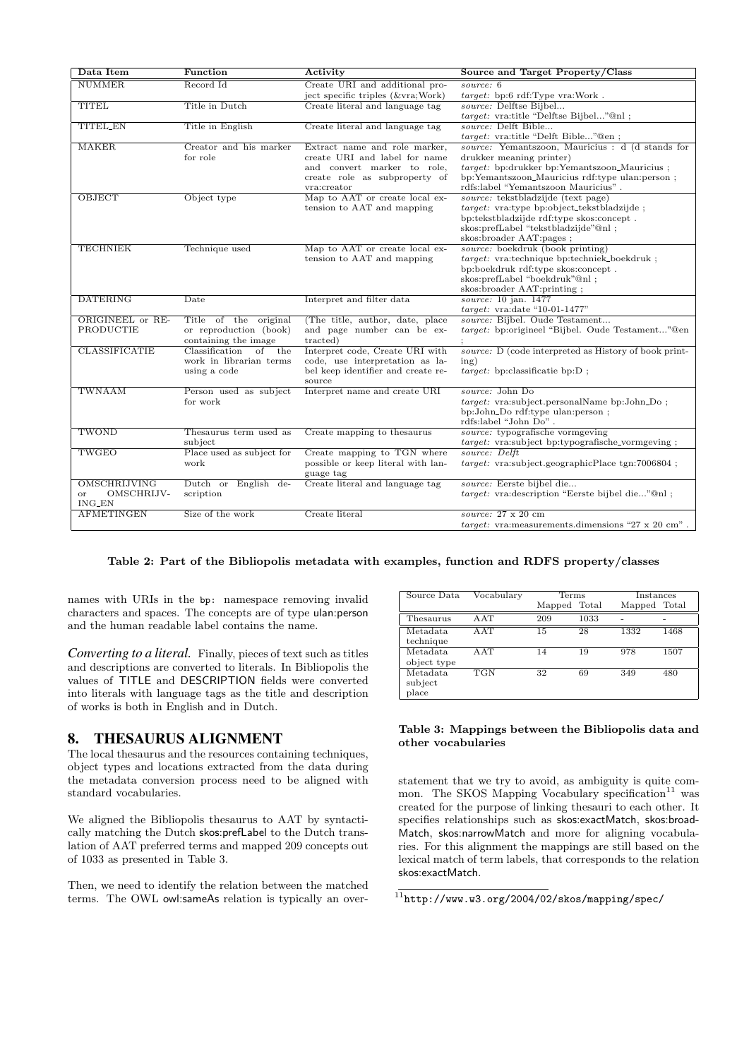| Data Item | Function | Activity | Source and Target Property/Class |
|---|---|---|---|
| NUMMER | Record Id | Create URI and additional project specific triples (&vra;Work) | *source:* 6<br>*target:* bp:6 rdf:Type vra:Work . |
| TITEL | Title in Dutch | Create literal and language tag | *source:* Delftse Bijbel...<br>*target:* vra:title "Delftse Bijbel..."@nl ; |
| TITEL_EN | Title in English | Create literal and language tag | *source:* Delft Bible...<br>*target:* vra:title "Delft Bible..."@en ; |
| MAKER | Creator and his marker for role | Extract name and role marker, create URI and label for name and convert marker to role, create role as subproperty of vra:creator | *source:* Yemantszoon, Mauricius : d (d stands for drukker meaning printer)<br>*target:* bp:drukker bp:Yemantszoon_Mauricius ;<br>bp:Yemantszoon_Mauricius rdf:type ulan:person ;<br>rdfs:label "Yemantszoon Mauricius" . |
| OBJECT | Object type | Map to AAT or create local extension to AAT and mapping | *source:* tekstbladzijde (text page)<br>*target:* vra:type bp:object_tekstbladzijde ;<br>bp:tekstbladzijde rdf:type skos:concept .<br>skos:prefLabel "tekstbladzijde"@nl ;<br>skos:broader AAT:pages ; |
| TECHNIEK | Technique used | Map to AAT or create local extension to AAT and mapping | *source:* boekdruk (book printing)<br>*target:* vra:technique bp:techniek_boekdruk ;<br>bp:boekdruk rdf:type skos:concept .<br>skos:prefLabel "boekdruk"@nl ;<br>skos:broader AAT:printing ; |
| DATERING | Date | Interpret and filter data | *source:* 10 jan. 1477<br>*target:* vra:date "10-01-1477" |
| ORIGINEEL or REPRODUCTIE | Title of the original or reproduction (book) containing the image | (The title, author, date, place and page number can be extracted) | *source:* Bijbel. Oude Testament...<br>*target:* bp:origineel "Bijbel. Oude Testament..."@en ; |
| CLASSIFICATIE | Classification of the work in librarian terms using a code | Interpret code, Create URI with code, use interpretation as label keep identifier and create resource | *source:* D (code interpreted as History of book printing)<br>*target:* bp:classificatie bp:D ; |
| TWNAAM | Person used as subject for work | Interpret name and create URI | *source:* John Do<br>*target:* vra:subject.personalName bp:John_Do ;<br>bp:John_Do rdf:type ulan:person ;<br>rdfs:label "John Do" . |
| TWOND | Thesaurus term used as subject | Create mapping to thesaurus | *source:* typografische vormgeving<br>*target:* vra:subject bp:typografische_vormgeving ; |
| TWGEO | Place used as subject for work | Create mapping to TGN where possible or keep literal with language tag | *source:* *Delft*<br>*target:* vra:subject.geographicPlace tgn:7006804 ; |
| OMSCHRIJVING or OMSCHRIJVING_EN | Dutch or English description | Create literal and language tag | *source:* Eerste bijbel die...<br>*target:* vra:description "Eerste bijbel die..."@nl ; |
| AFMETINGEN | Size of the work | Create literal | *source:* 27 x 20 cm<br>*target:* vra:measurements.dimensions "27 x 20 cm" . |

**Table 2: Part of the Bibliopolis metadata with examples, function and RDFS property/classes**

names with URIs in the `bp:` namespace removing invalid characters and spaces. The concepts are of type ulan:person and the human readable label contains the name.

***Converting to a literal.*** Finally, pieces of text such as titles and descriptions are converted to literals. In Bibliopolis the values of TITLE and DESCRIPTION fields were converted into literals with language tags as the title and description of works is both in English and in Dutch.

## 8. THESAURUS ALIGNMENT

The local thesaurus and the resources containing techniques, object types and locations extracted from the data during the metadata conversion process need to be aligned with standard vocabularies.

We aligned the Bibliopolis thesaurus to AAT by syntactically matching the Dutch skos:prefLabel to the Dutch translation of AAT preferred terms and mapped 209 concepts out of 1033 as presented in Table 3.

Then, we need to identify the relation between the matched terms. The OWL owl:sameAs relation is typically an overstatement that we try to avoid, as ambiguity is quite common. The SKOS Mapping Vocabulary specification[11] was created for the purpose of linking thesauri to each other. It specifies relationships such as skos:exactMatch, skos:broadMatch, skos:narrowMatch and more for aligning vocabularies. For this alignment the mappings are still based on the lexical match of term labels, that corresponds to the relation skos:exactMatch.

| Source Data | Vocabulary | Terms | | Instances | |
|---|---|---|---|---|---|
| | | Mapped | Total | Mapped | Total |
| Thesaurus | AAT | 209 | 1033 | - | - |
| Metadata technique | AAT | 15 | 28 | 1332 | 1468 |
| Metadata object type | AAT | 14 | 19 | 978 | 1507 |
| Metadata subject place | TGN | 32 | 69 | 349 | 480 |

**Table 3: Mappings between the Bibliopolis data and other vocabularies**

[11] http://www.w3.org/2004/02/skos/mapping/spec/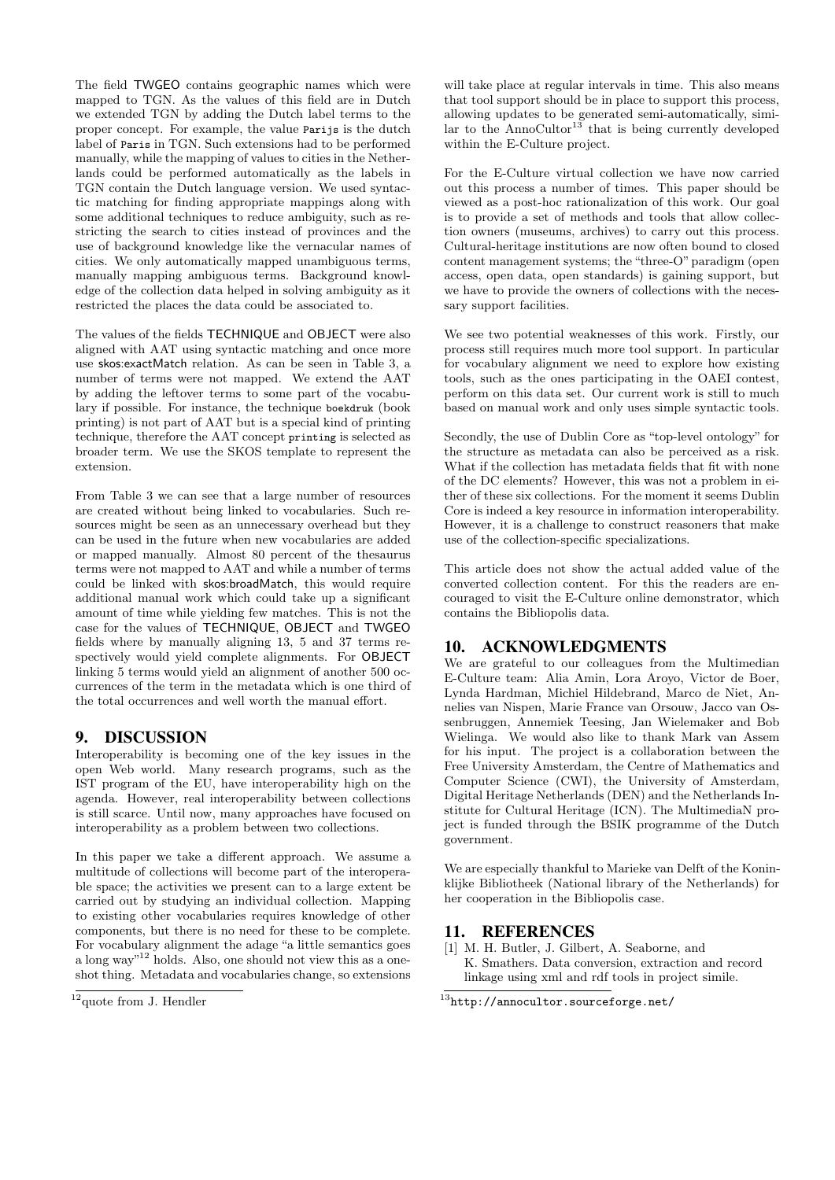The field TWGEO contains geographic names which were mapped to TGN. As the values of this field are in Dutch we extended TGN by adding the Dutch label terms to the proper concept. For example, the value Parijs is the dutch label of Paris in TGN. Such extensions had to be performed manually, while the mapping of values to cities in the Netherlands could be performed automatically as the labels in TGN contain the Dutch language version. We used syntactic matching for finding appropriate mappings along with some additional techniques to reduce ambiguity, such as restricting the search to cities instead of provinces and the use of background knowledge like the vernacular names of cities. We only automatically mapped unambiguous terms, manually mapping ambiguous terms. Background knowledge of the collection data helped in solving ambiguity as it restricted the places the data could be associated to.

The values of the fields TECHNIQUE and OBJECT were also aligned with AAT using syntactic matching and once more use skos:exactMatch relation. As can be seen in Table 3, a number of terms were not mapped. We extend the AAT by adding the leftover terms to some part of the vocabulary if possible. For instance, the technique boekdruk (book printing) is not part of AAT but is a special kind of printing technique, therefore the AAT concept printing is selected as broader term. We use the SKOS template to represent the extension.

From Table 3 we can see that a large number of resources are created without being linked to vocabularies. Such resources might be seen as an unnecessary overhead but they can be used in the future when new vocabularies are added or mapped manually. Almost 80 percent of the thesaurus terms were not mapped to AAT and while a number of terms could be linked with skos:broadMatch, this would require additional manual work which could take up a significant amount of time while yielding few matches. This is not the case for the values of TECHNIQUE, OBJECT and TWGEO fields where by manually aligning 13, 5 and 37 terms respectively would yield complete alignments. For OBJECT linking 5 terms would yield an alignment of another 500 occurrences of the term in the metadata which is one third of the total occurrences and well worth the manual effort.

## 9. DISCUSSION

Interoperability is becoming one of the key issues in the open Web world. Many research programs, such as the IST program of the EU, have interoperability high on the agenda. However, real interoperability between collections is still scarce. Until now, many approaches have focused on interoperability as a problem between two collections.

In this paper we take a different approach. We assume a multitude of collections will become part of the interoperable space; the activities we present can to a large extent be carried out by studying an individual collection. Mapping to existing other vocabularies requires knowledge of other components, but there is no need for these to be complete. For vocabulary alignment the adage "a little semantics goes a long way"[12] holds. Also, one should not view this as a one-shot thing. Metadata and vocabularies change, so extensions will take place at regular intervals in time. This also means that tool support should be in place to support this process, allowing updates to be generated semi-automatically, similar to the AnnoCultor[13] that is being currently developed within the E-Culture project.

For the E-Culture virtual collection we have now carried out this process a number of times. This paper should be viewed as a post-hoc rationalization of this work. Our goal is to provide a set of methods and tools that allow collection owners (museums, archives) to carry out this process. Cultural-heritage institutions are now often bound to closed content management systems; the "three-O" paradigm (open access, open data, open standards) is gaining support, but we have to provide the owners of collections with the necessary support facilities.

We see two potential weaknesses of this work. Firstly, our process still requires much more tool support. In particular for vocabulary alignment we need to explore how existing tools, such as the ones participating in the OAEI contest, perform on this data set. Our current work is still to much based on manual work and only uses simple syntactic tools.

Secondly, the use of Dublin Core as "top-level ontology" for the structure as metadata can also be perceived as a risk. What if the collection has metadata fields that fit with none of the DC elements? However, this was not a problem in either of these six collections. For the moment it seems Dublin Core is indeed a key resource in information interoperability. However, it is a challenge to construct reasoners that make use of the collection-specific specializations.

This article does not show the actual added value of the converted collection content. For this the readers are encouraged to visit the E-Culture online demonstrator, which contains the Bibliopolis data.

## 10. ACKNOWLEDGMENTS

We are grateful to our colleagues from the Multimedian E-Culture team: Alia Amin, Lora Aroyo, Victor de Boer, Lynda Hardman, Michiel Hildebrand, Marco de Niet, Annelies van Nispen, Marie France van Orsouw, Jacco van Ossenbruggen, Annemiek Teesing, Jan Wielemaker and Bob Wielinga. We would also like to thank Mark van Assem for his input. The project is a collaboration between the Free University Amsterdam, the Centre of Mathematics and Computer Science (CWI), the University of Amsterdam, Digital Heritage Netherlands (DEN) and the Netherlands Institute for Cultural Heritage (ICN). The MultimediaN project is funded through the BSIK programme of the Dutch government.

We are especially thankful to Marieke van Delft of the Koninklijke Bibliotheek (National library of the Netherlands) for her cooperation in the Bibliopolis case.

## 11. REFERENCES

[1] M. H. Butler, J. Gilbert, A. Seaborne, and K. Smathers. Data conversion, extraction and record linkage using xml and rdf tools in project simile.

[12] quote from J. Hendler

[13] http://annocultor.sourceforge.net/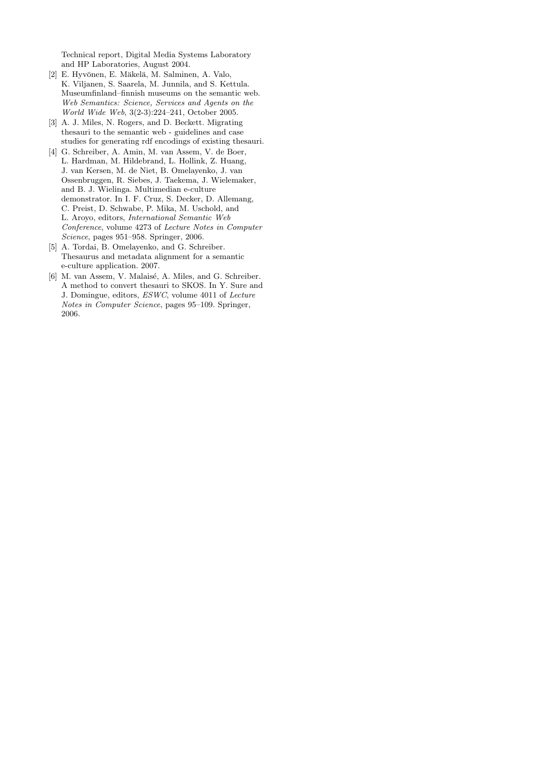Technical report, Digital Media Systems Laboratory and HP Laboratories, August 2004.

[2] E. Hyvönen, E. Mäkelä, M. Salminen, A. Valo, K. Viljanen, S. Saarela, M. Junnila, and S. Kettula. Museumfinland–finnish museums on the semantic web. *Web Semantics: Science, Services and Agents on the World Wide Web*, 3(2-3):224–241, October 2005.

[3] A. J. Miles, N. Rogers, and D. Beckett. Migrating thesauri to the semantic web - guidelines and case studies for generating rdf encodings of existing thesauri.

[4] G. Schreiber, A. Amin, M. van Assem, V. de Boer, L. Hardman, M. Hildebrand, L. Hollink, Z. Huang, J. van Kersen, M. de Niet, B. Omelayenko, J. van Ossenbruggen, R. Siebes, J. Taekema, J. Wielemaker, and B. J. Wielinga. Multimedian e-culture demonstrator. In I. F. Cruz, S. Decker, D. Allemang, C. Preist, D. Schwabe, P. Mika, M. Uschold, and L. Aroyo, editors, *International Semantic Web Conference*, volume 4273 of *Lecture Notes in Computer Science*, pages 951–958. Springer, 2006.

[5] A. Tordai, B. Omelayenko, and G. Schreiber. Thesaurus and metadata alignment for a semantic e-culture application. 2007.

[6] M. van Assem, V. Malaisé, A. Miles, and G. Schreiber. A method to convert thesauri to SKOS. In Y. Sure and J. Domingue, editors, *ESWC*, volume 4011 of *Lecture Notes in Computer Science*, pages 95–109. Springer, 2006.